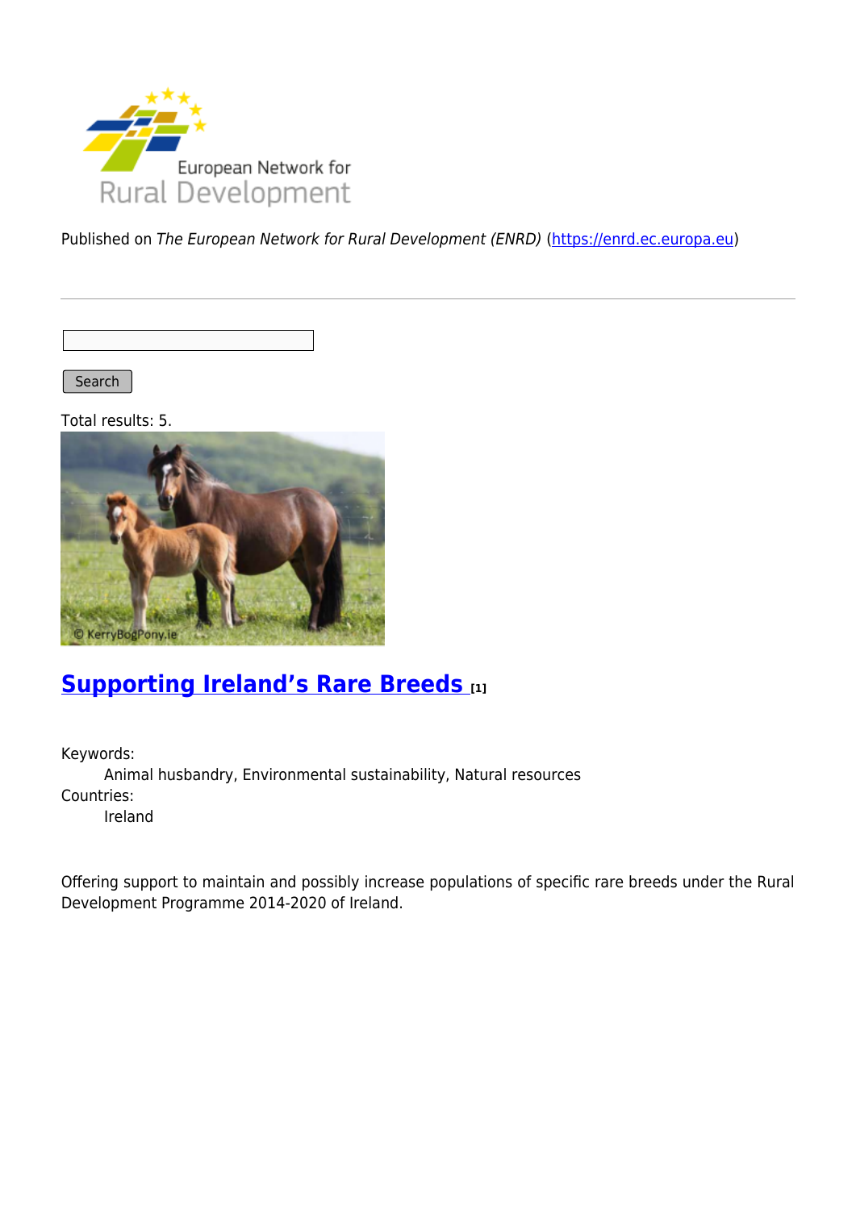European Network for Rural Development

Published on *The European Network for Rural Development (ENRD)* (https://enrd.ec.europa.eu)

---

Search

Total results: 5.

## Supporting Ireland’s Rare Breeds [1]

Keywords:
  Animal husbandry, Environmental sustainability, Natural resources
Countries:
  Ireland

Offering support to maintain and possibly increase populations of specific rare breeds under the Rural Development Programme 2014-2020 of Ireland.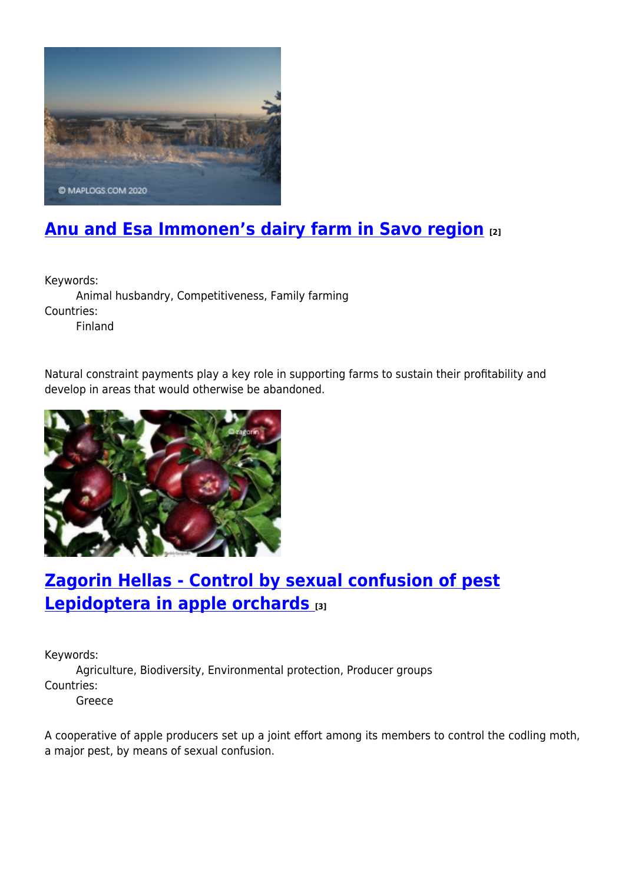## [Anu and Esa Immonen's dairy farm in Savo region [2]]

Keywords:
Animal husbandry, Competitiveness, Family farming
Countries:
Finland

Natural constraint payments play a key role in supporting farms to sustain their profitability and develop in areas that would otherwise be abandoned.

## [Zagorin Hellas - Control by sexual confusion of pest Lepidoptera in apple orchards [3]]

Keywords:
Agriculture, Biodiversity, Environmental protection, Producer groups
Countries:
Greece

A cooperative of apple producers set up a joint effort among its members to control the codling moth, a major pest, by means of sexual confusion.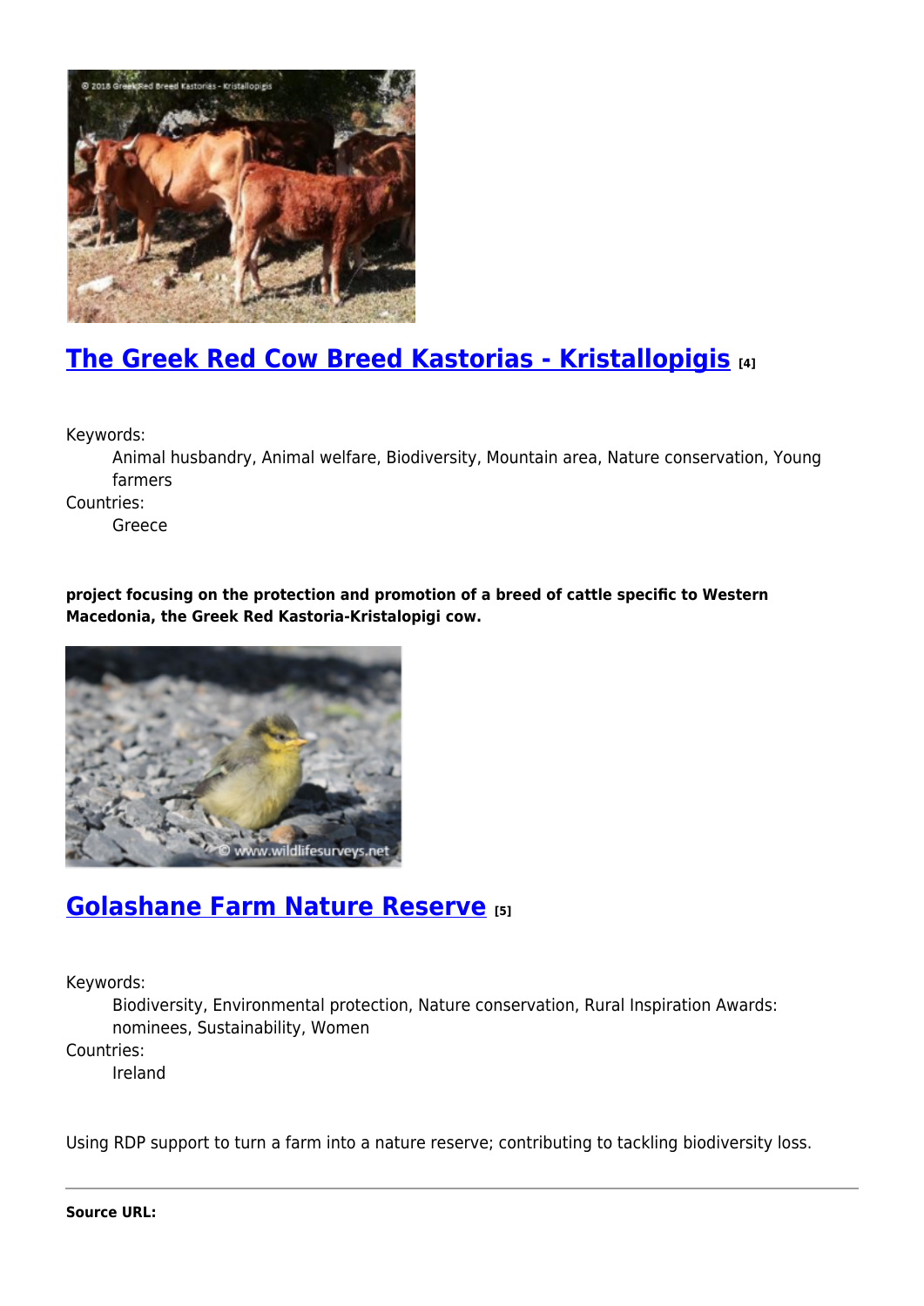## The Greek Red Cow Breed Kastorias - Kristallopigis [4]

Keywords:
: Animal husbandry, Animal welfare, Biodiversity, Mountain area, Nature conservation, Young farmers

Countries:
: Greece

**project focusing on the protection and promotion of a breed of cattle specific to Western Macedonia, the Greek Red Kastoria-Kristalopigi cow.**

## Golashane Farm Nature Reserve [5]

Keywords:
: Biodiversity, Environmental protection, Nature conservation, Rural Inspiration Awards: nominees, Sustainability, Women

Countries:
: Ireland

Using RDP support to turn a farm into a nature reserve; contributing to tackling biodiversity loss.

---

**Source URL:**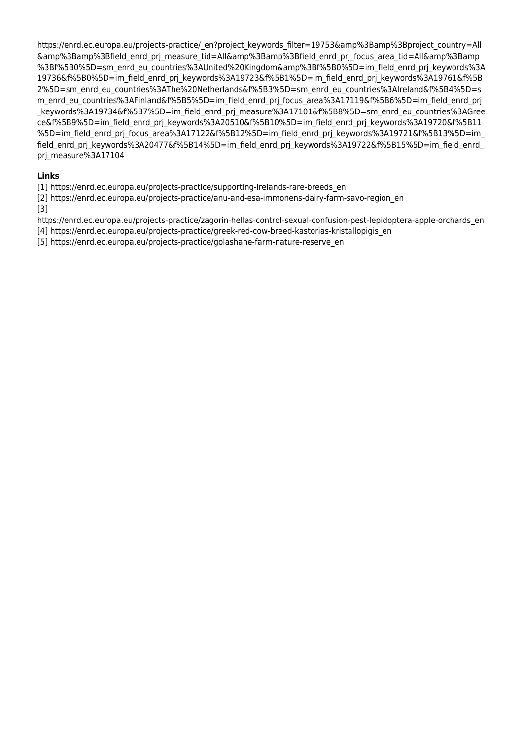https://enrd.ec.europa.eu/projects-practice/_en?project_keywords_filter=19753&amp%3Bamp%3Bproject_country=All&amp%3Bamp%3Bfield_enrd_prj_measure_tid=All&amp%3Bamp%3Bfield_enrd_prj_focus_area_tid=All&amp%3Bamp%3Bf%5B0%5D=sm_enrd_eu_countries%3AUnited%20Kingdom&amp%3Bf%5B0%5D=im_field_enrd_prj_keywords%3A19736&f%5B0%5D=im_field_enrd_prj_keywords%3A19723&f%5B1%5D=im_field_enrd_prj_keywords%3A19761&f%5B2%5D=sm_enrd_eu_countries%3AThe%20Netherlands&f%5B3%5D=sm_enrd_eu_countries%3AIreland&f%5B4%5D=sm_enrd_eu_countries%3AFinland&f%5B5%5D=im_field_enrd_prj_focus_area%3A17119&f%5B6%5D=im_field_enrd_prj_keywords%3A19734&f%5B7%5D=im_field_enrd_prj_measure%3A17101&f%5B8%5D=sm_enrd_eu_countries%3AGreece&f%5B9%5D=im_field_enrd_prj_keywords%3A20510&f%5B10%5D=im_field_enrd_prj_keywords%3A19720&f%5B11%5D=im_field_enrd_prj_focus_area%3A17122&f%5B12%5D=im_field_enrd_prj_keywords%3A19721&f%5B13%5D=im_field_enrd_prj_keywords%3A20477&f%5B14%5D=im_field_enrd_prj_keywords%3A19722&f%5B15%5D=im_field_enrd_prj_measure%3A17104

**Links**

[1] https://enrd.ec.europa.eu/projects-practice/supporting-irelands-rare-breeds_en
[2] https://enrd.ec.europa.eu/projects-practice/anu-and-esa-immonens-dairy-farm-savo-region_en
[3] https://enrd.ec.europa.eu/projects-practice/zagorin-hellas-control-sexual-confusion-pest-lepidoptera-apple-orchards_en
[4] https://enrd.ec.europa.eu/projects-practice/greek-red-cow-breed-kastorias-kristallopigis_en
[5] https://enrd.ec.europa.eu/projects-practice/golashane-farm-nature-reserve_en